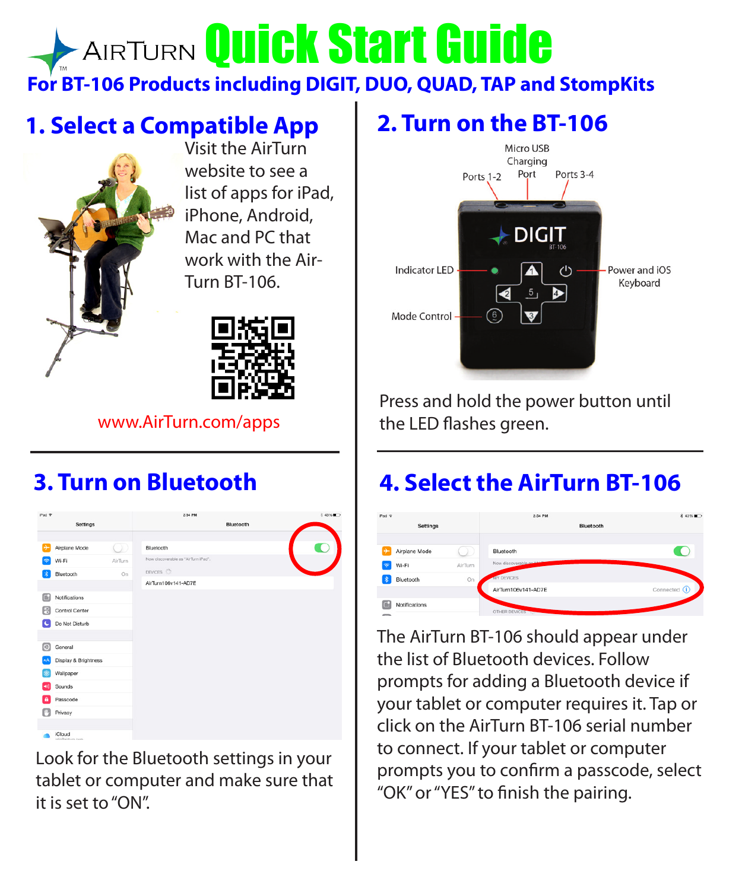# AirTurn Quick Start Guide

**For BT-106 Products including DIGIT, DUO, QUAD, TAP and StompKits**

## 1. Select a Compatible App

Visit the AirTurn website to see a list of apps for iPad, iPhone, Android, Mac and PC that work with the AirTurn BT-106.

www.AirTurn.com/apps

## 2. Turn on the BT-106

Micro USB Charging Port

Ports 1-2

Ports 3-4

Indicator LED

Power and iOS Keyboard

Mode Control

Press and hold the power button until the LED flashes green.

## 3. Turn on Bluetooth

Look for the Bluetooth settings in your tablet or computer and make sure that it is set to "ON".

## 4. Select the AirTurn BT-106

The AirTurn BT-106 should appear under the list of Bluetooth devices. Follow prompts for adding a Bluetooth device if your tablet or computer requires it. Tap or click on the AirTurn BT-106 serial number to connect. If your tablet or computer prompts you to confirm a passcode, select "OK" or "YES" to finish the pairing.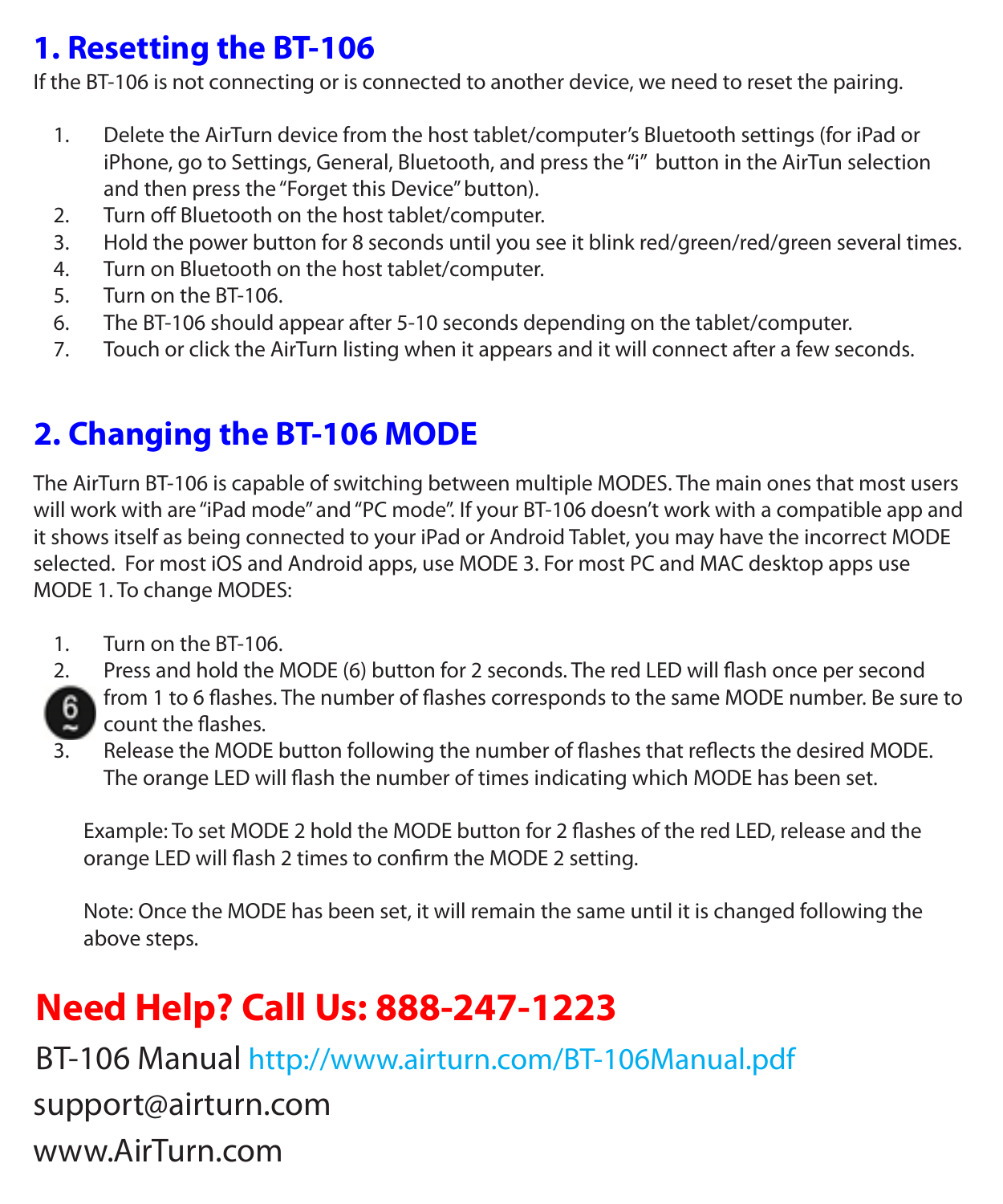## 1. Resetting the BT-106

If the BT-106 is not connecting or is connected to another device, we need to reset the pairing.

1. Delete the AirTurn device from the host tablet/computer's Bluetooth settings (for iPad or iPhone, go to Settings, General, Bluetooth, and press the "i" button in the AirTun selection and then press the "Forget this Device" button).
2. Turn off Bluetooth on the host tablet/computer.
3. Hold the power button for 8 seconds until you see it blink red/green/red/green several times.
4. Turn on Bluetooth on the host tablet/computer.
5. Turn on the BT-106.
6. The BT-106 should appear after 5-10 seconds depending on the tablet/computer.
7. Touch or click the AirTurn listing when it appears and it will connect after a few seconds.

## 2. Changing the BT-106 MODE

The AirTurn BT-106 is capable of switching between multiple MODES. The main ones that most users will work with are "iPad mode" and "PC mode". If your BT-106 doesn't work with a compatible app and it shows itself as being connected to your iPad or Android Tablet, you may have the incorrect MODE selected. For most iOS and Android apps, use MODE 3. For most PC and MAC desktop apps use MODE 1. To change MODES:

1. Turn on the BT-106.
2. Press and hold the MODE (6) button for 2 seconds. The red LED will flash once per second from 1 to 6 flashes. The number of flashes corresponds to the same MODE number. Be sure to count the flashes.
3. Release the MODE button following the number of flashes that reflects the desired MODE. The orange LED will flash the number of times indicating which MODE has been set.

Example: To set MODE 2 hold the MODE button for 2 flashes of the red LED, release and the orange LED will flash 2 times to confirm the MODE 2 setting.

Note: Once the MODE has been set, it will remain the same until it is changed following the above steps.

# Need Help? Call Us: 888-247-1223

BT-106 Manual http://www.airturn.com/BT-106Manual.pdf

support@airturn.com

www.AirTurn.com